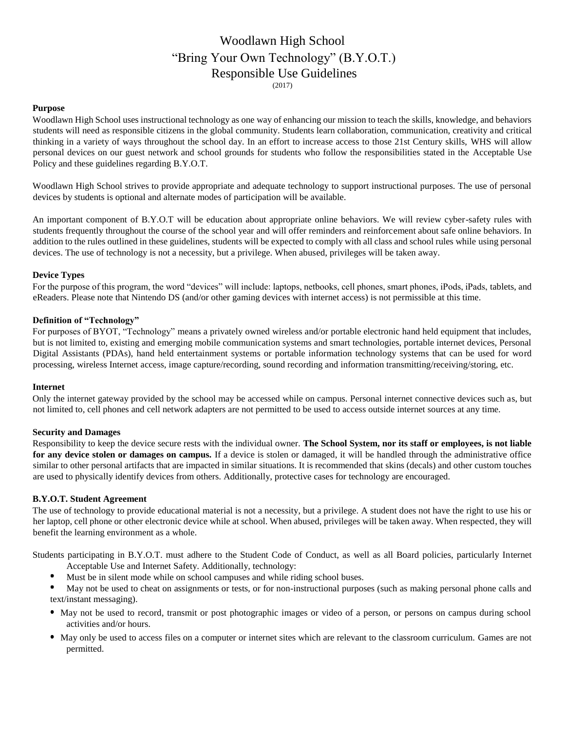# Woodlawn High School
# "Bring Your Own Technology" (B.Y.O.T.)
# Responsible Use Guidelines

(2017)

### Purpose

Woodlawn High School uses instructional technology as one way of enhancing our mission to teach the skills, knowledge, and behaviors students will need as responsible citizens in the global community. Students learn collaboration, communication, creativity and critical thinking in a variety of ways throughout the school day. In an effort to increase access to those 21st Century skills, WHS will allow personal devices on our guest network and school grounds for students who follow the responsibilities stated in the Acceptable Use Policy and these guidelines regarding B.Y.O.T.

Woodlawn High School strives to provide appropriate and adequate technology to support instructional purposes. The use of personal devices by students is optional and alternate modes of participation will be available.

An important component of B.Y.O.T will be education about appropriate online behaviors. We will review cyber-safety rules with students frequently throughout the course of the school year and will offer reminders and reinforcement about safe online behaviors. In addition to the rules outlined in these guidelines, students will be expected to comply with all class and school rules while using personal devices. The use of technology is not a necessity, but a privilege. When abused, privileges will be taken away.

### Device Types

For the purpose of this program, the word "devices" will include: laptops, netbooks, cell phones, smart phones, iPods, iPads, tablets, and eReaders. Please note that Nintendo DS (and/or other gaming devices with internet access) is not permissible at this time.

### Definition of "Technology"

For purposes of BYOT, "Technology" means a privately owned wireless and/or portable electronic hand held equipment that includes, but is not limited to, existing and emerging mobile communication systems and smart technologies, portable internet devices, Personal Digital Assistants (PDAs), hand held entertainment systems or portable information technology systems that can be used for word processing, wireless Internet access, image capture/recording, sound recording and information transmitting/receiving/storing, etc.

### Internet

Only the internet gateway provided by the school may be accessed while on campus. Personal internet connective devices such as, but not limited to, cell phones and cell network adapters are not permitted to be used to access outside internet sources at any time.

### Security and Damages

Responsibility to keep the device secure rests with the individual owner. **The School System, nor its staff or employees, is not liable for any device stolen or damages on campus.** If a device is stolen or damaged, it will be handled through the administrative office similar to other personal artifacts that are impacted in similar situations. It is recommended that skins (decals) and other custom touches are used to physically identify devices from others. Additionally, protective cases for technology are encouraged.

### B.Y.O.T. Student Agreement

The use of technology to provide educational material is not a necessity, but a privilege. A student does not have the right to use his or her laptop, cell phone or other electronic device while at school. When abused, privileges will be taken away. When respected, they will benefit the learning environment as a whole.

Students participating in B.Y.O.T. must adhere to the Student Code of Conduct, as well as all Board policies, particularly Internet Acceptable Use and Internet Safety. Additionally, technology:

- Must be in silent mode while on school campuses and while riding school buses.
- May not be used to cheat on assignments or tests, or for non-instructional purposes (such as making personal phone calls and text/instant messaging).
- May not be used to record, transmit or post photographic images or video of a person, or persons on campus during school activities and/or hours.
- May only be used to access files on a computer or internet sites which are relevant to the classroom curriculum. Games are not permitted.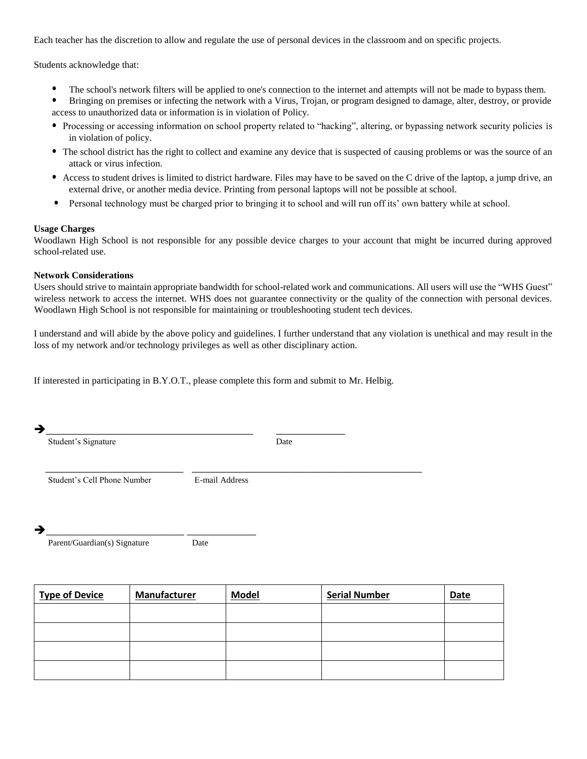Each teacher has the discretion to allow and regulate the use of personal devices in the classroom and on specific projects.

Students acknowledge that:

- The school's network filters will be applied to one's connection to the internet and attempts will not be made to bypass them.
- Bringing on premises or infecting the network with a Virus, Trojan, or program designed to damage, alter, destroy, or provide access to unauthorized data or information is in violation of Policy.
- Processing or accessing information on school property related to "hacking", altering, or bypassing network security policies is in violation of policy.
- The school district has the right to collect and examine any device that is suspected of causing problems or was the source of an attack or virus infection.
- Access to student drives is limited to district hardware. Files may have to be saved on the C drive of the laptop, a jump drive, an external drive, or another media device. Printing from personal laptops will not be possible at school.
- Personal technology must be charged prior to bringing it to school and will run off its' own battery while at school.

**Usage Charges**
Woodlawn High School is not responsible for any possible device charges to your account that might be incurred during approved school-related use.

**Network Considerations**
Users should strive to maintain appropriate bandwidth for school-related work and communications. All users will use the "WHS Guest" wireless network to access the internet. WHS does not guarantee connectivity or the quality of the connection with personal devices. Woodlawn High School is not responsible for maintaining or troubleshooting student tech devices.

I understand and will abide by the above policy and guidelines. I further understand that any violation is unethical and may result in the loss of my network and/or technology privileges as well as other disciplinary action.

If interested in participating in B.Y.O.T., please complete this form and submit to Mr. Helbig.

➔ ________________________________________ ______________
Student's Signature Date

____________________________ ______________________________________________
Student's Cell Phone Number E-mail Address

➔ ____________________________ ______________
Parent/Guardian(s) Signature Date

| Type of Device | Manufacturer | Model | Serial Number | Date |
|---|---|---|---|---|
| | | | | |
| | | | | |
| | | | | |
| | | | | |